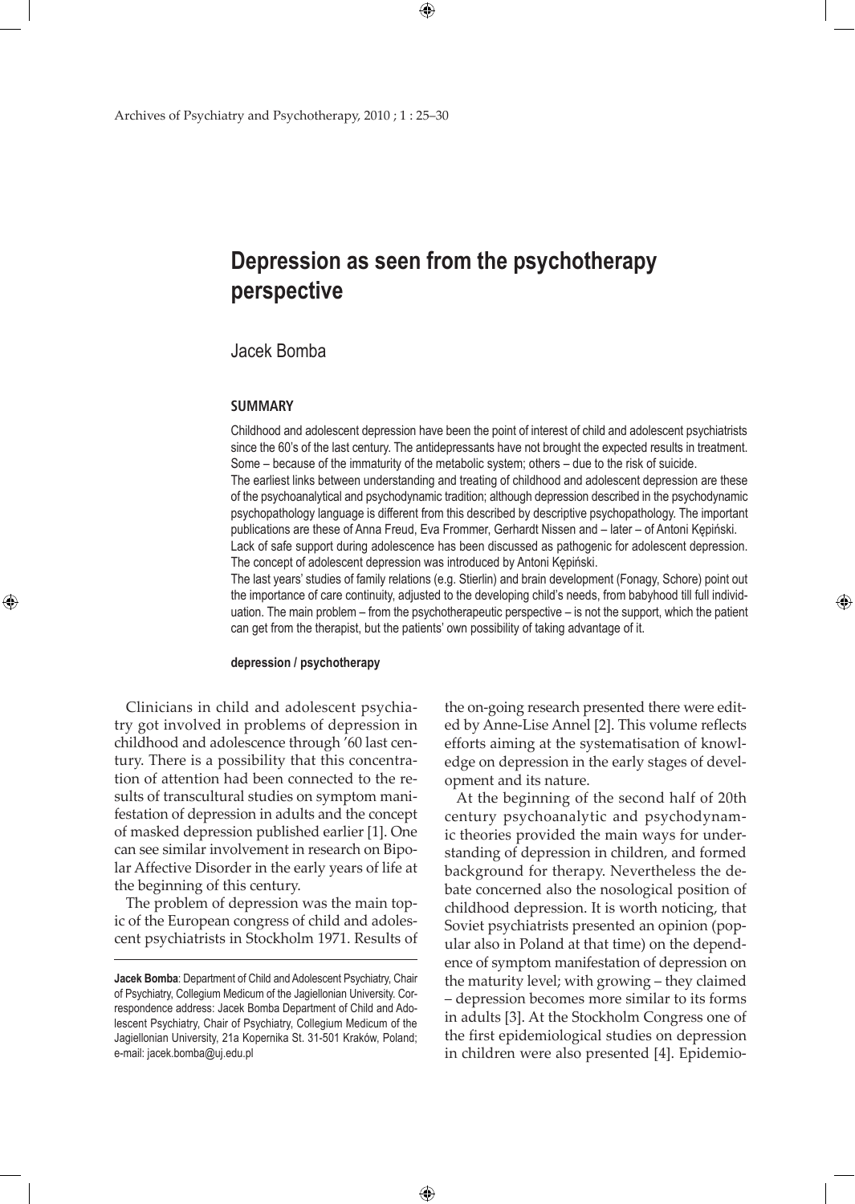# Depression as seen from the psychotherapy perspective

Jacek Bomba

## SUMMARY

Childhood and adolescent depression have been the point of interest of child and adolescent psychiatrists since the 60's of the last century. The antidepressants have not brought the expected results in treatment. Some – because of the immaturity of the metabolic system; others – due to the risk of suicide.

The earliest links between understanding and treating of childhood and adolescent depression are these of the psychoanalytical and psychodynamic tradition; although depression described in the psychodynamic psychopathology language is different from this described by descriptive psychopathology. The important publications are these of Anna Freud, Eva Frommer, Gerhardt Nissen and – later – of Antoni Kępiński.

Lack of safe support during adolescence has been discussed as pathogenic for adolescent depression. The concept of adolescent depression was introduced by Antoni Kępiński.

The last years' studies of family relations (e.g. Stierlin) and brain development (Fonagy, Schore) point out the importance of care continuity, adjusted to the developing child's needs, from babyhood till full individuation. The main problem – from the psychotherapeutic perspective – is not the support, which the patient can get from the therapist, but the patients' own possibility of taking advantage of it.

**depression / psychotherapy**

Clinicians in child and adolescent psychiatry got involved in problems of depression in childhood and adolescence through '60 last century. There is a possibility that this concentration of attention had been connected to the results of transcultural studies on symptom manifestation of depression in adults and the concept of masked depression published earlier [1]. One can see similar involvement in research on Bipolar Affective Disorder in the early years of life at the beginning of this century.

The problem of depression was the main topic of the European congress of child and adolescent psychiatrists in Stockholm 1971. Results of the on-going research presented there were edited by Anne-Lise Annel [2]. This volume reflects efforts aiming at the systematisation of knowledge on depression in the early stages of development and its nature.

At the beginning of the second half of 20th century psychoanalytic and psychodynamic theories provided the main ways for understanding of depression in children, and formed background for therapy. Nevertheless the debate concerned also the nosological position of childhood depression. It is worth noticing, that Soviet psychiatrists presented an opinion (popular also in Poland at that time) on the dependence of symptom manifestation of depression on the maturity level; with growing – they claimed – depression becomes more similar to its forms in adults [3]. At the Stockholm Congress one of the first epidemiological studies on depression in children were also presented [4]. Epidemio-

**Jacek Bomba**: Department of Child and Adolescent Psychiatry, Chair of Psychiatry, Collegium Medicum of the Jagiellonian University. Correspondence address: Jacek Bomba Department of Child and Adolescent Psychiatry, Chair of Psychiatry, Collegium Medicum of the Jagiellonian University, 21a Kopernika St. 31-501 Kraków, Poland; e-mail: jacek.bomba@uj.edu.pl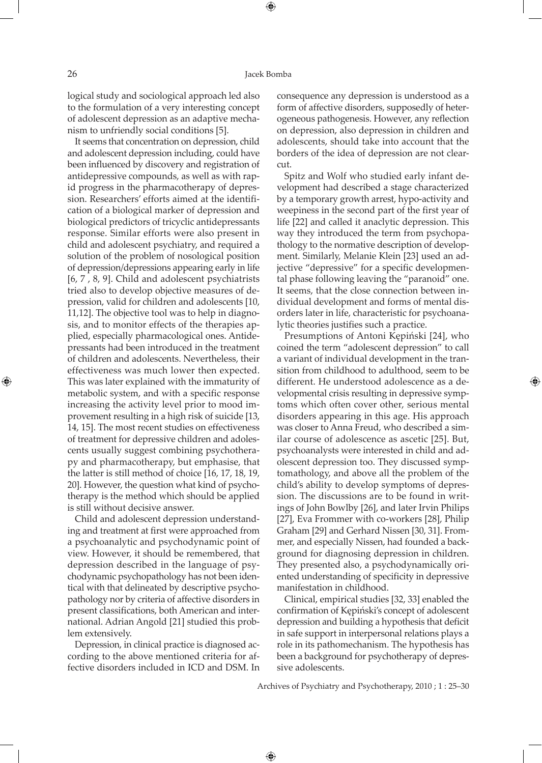logical study and sociological approach led also to the formulation of a very interesting concept of adolescent depression as an adaptive mechanism to unfriendly social conditions [5].

It seems that concentration on depression, child and adolescent depression including, could have been influenced by discovery and registration of antidepressive compounds, as well as with rapid progress in the pharmacotherapy of depression. Researchers' efforts aimed at the identification of a biological marker of depression and biological predictors of tricyclic antidepressants response. Similar efforts were also present in child and adolescent psychiatry, and required a solution of the problem of nosological position of depression/depressions appearing early in life [6, 7 , 8, 9]. Child and adolescent psychiatrists tried also to develop objective measures of depression, valid for children and adolescents [10, 11,12]. The objective tool was to help in diagnosis, and to monitor effects of the therapies applied, especially pharmacological ones. Antidepressants had been introduced in the treatment of children and adolescents. Nevertheless, their effectiveness was much lower then expected. This was later explained with the immaturity of metabolic system, and with a specific response increasing the activity level prior to mood improvement resulting in a high risk of suicide [13, 14, 15]. The most recent studies on effectiveness of treatment for depressive children and adolescents usually suggest combining psychotherapy and pharmacotherapy, but emphasise, that the latter is still method of choice [16, 17, 18, 19, 20]. However, the question what kind of psychotherapy is the method which should be applied is still without decisive answer.

Child and adolescent depression understanding and treatment at first were approached from a psychoanalytic and psychodynamic point of view. However, it should be remembered, that depression described in the language of psychodynamic psychopathology has not been identical with that delineated by descriptive psychopathology nor by criteria of affective disorders in present classifications, both American and international. Adrian Angold [21] studied this problem extensively.

Depression, in clinical practice is diagnosed according to the above mentioned criteria for affective disorders included in ICD and DSM. In consequence any depression is understood as a form of affective disorders, supposedly of heterogeneous pathogenesis. However, any reflection on depression, also depression in children and adolescents, should take into account that the borders of the idea of depression are not clear-cut.

Spitz and Wolf who studied early infant development had described a stage characterized by a temporary growth arrest, hypo-activity and weepiness in the second part of the first year of life [22] and called it anaclytic depression. This way they introduced the term from psychopathology to the normative description of development. Similarly, Melanie Klein [23] used an adjective "depressive" for a specific developmental phase following leaving the "paranoid" one. It seems, that the close connection between individual development and forms of mental disorders later in life, characteristic for psychoanalytic theories justifies such a practice.

Presumptions of Antoni Kępiński [24], who coined the term "adolescent depression" to call a variant of individual development in the transition from childhood to adulthood, seem to be different. He understood adolescence as a developmental crisis resulting in depressive symptoms which often cover other, serious mental disorders appearing in this age. His approach was closer to Anna Freud, who described a similar course of adolescence as ascetic [25]. But, psychoanalysts were interested in child and adolescent depression too. They discussed symptomathology, and above all the problem of the child's ability to develop symptoms of depression. The discussions are to be found in writings of John Bowlby [26], and later Irvin Philips [27], Eva Frommer with co-workers [28], Philip Graham [29] and Gerhard Nissen [30, 31]. Frommer, and especially Nissen, had founded a background for diagnosing depression in children. They presented also, a psychodynamically oriented understanding of specificity in depressive manifestation in childhood.

Clinical, empirical studies [32, 33] enabled the confirmation of Kępiński's concept of adolescent depression and building a hypothesis that deficit in safe support in interpersonal relations plays a role in its pathomechanism. The hypothesis has been a background for psychotherapy of depressive adolescents.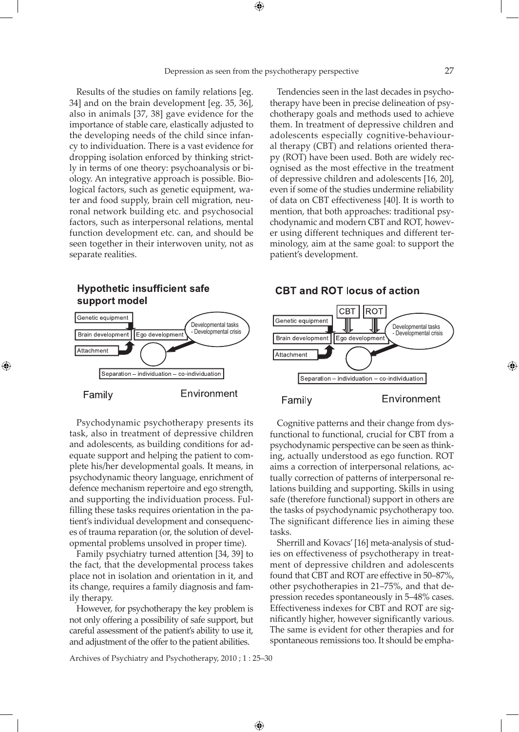Results of the studies on family relations [eg. 34] and on the brain development [eg. 35, 36], also in animals [37, 38] gave evidence for the importance of stable care, elastically adjusted to the developing needs of the child since infancy to individuation. There is a vast evidence for dropping isolation enforced by thinking strictly in terms of one theory: psychoanalysis or biology. An integrative approach is possible. Biological factors, such as genetic equipment, water and food supply, brain cell migration, neuronal network building etc. and psychosocial factors, such as interpersonal relations, mental function development etc. can, and should be seen together in their interwoven unity, not as separate realities.

Tendencies seen in the last decades in psychotherapy have been in precise delineation of psychotherapy goals and methods used to achieve them. In treatment of depressive children and adolescents especially cognitive-behavioural therapy (CBT) and relations oriented therapy (ROT) have been used. Both are widely recognised as the most effective in the treatment of depressive children and adolescents [16, 20], even if some of the studies undermine reliability of data on CBT effectiveness [40]. It is worth to mention, that both approaches: traditional psychodynamic and modern CBT and ROT, however using different techniques and different terminology, aim at the same goal: to support the patient's development.

**Hypothetic insufficient safe support model**

Genetic equipment

Brain development | Ego development

Attachment

Developmental tasks - Developmental crisis

Separation – individuation – co-individuation

Family | Environment

**CBT and ROT locus of action**

CBT | ROT

Genetic equipment

Brain development | Ego development

Attachment

Developmental tasks - Developmental crisis

Separation – individuation – co-individuation

Family | Environment

Psychodynamic psychotherapy presents its task, also in treatment of depressive children and adolescents, as building conditions for adequate support and helping the patient to complete his/her developmental goals. It means, in psychodynamic theory language, enrichment of defence mechanism repertoire and ego strength, and supporting the individuation process. Fulfilling these tasks requires orientation in the patient's individual development and consequences of trauma reparation (or, the solution of developmental problems unsolved in proper time).

Family psychiatry turned attention [34, 39] to the fact, that the developmental process takes place not in isolation and orientation in it, and its change, requires a family diagnosis and family therapy.

However, for psychotherapy the key problem is not only offering a possibility of safe support, but careful assessment of the patient's ability to use it, and adjustment of the offer to the patient abilities.

Cognitive patterns and their change from dysfunctional to functional, crucial for CBT from a psychodynamic perspective can be seen as thinking, actually understood as ego function. ROT aims a correction of interpersonal relations, actually correction of patterns of interpersonal relations building and supporting. Skills in using safe (therefore functional) support in others are the tasks of psychodynamic psychotherapy too. The significant difference lies in aiming these tasks.

Sherrill and Kovacs' [16] meta-analysis of studies on effectiveness of psychotherapy in treatment of depressive children and adolescents found that CBT and ROT are effective in 50–87%, other psychotherapies in 21–75%, and that depression recedes spontaneously in 5–48% cases. Effectiveness indexes for CBT and ROT are significantly higher, however significantly various. The same is evident for other therapies and for spontaneous remissions too. It should be empha-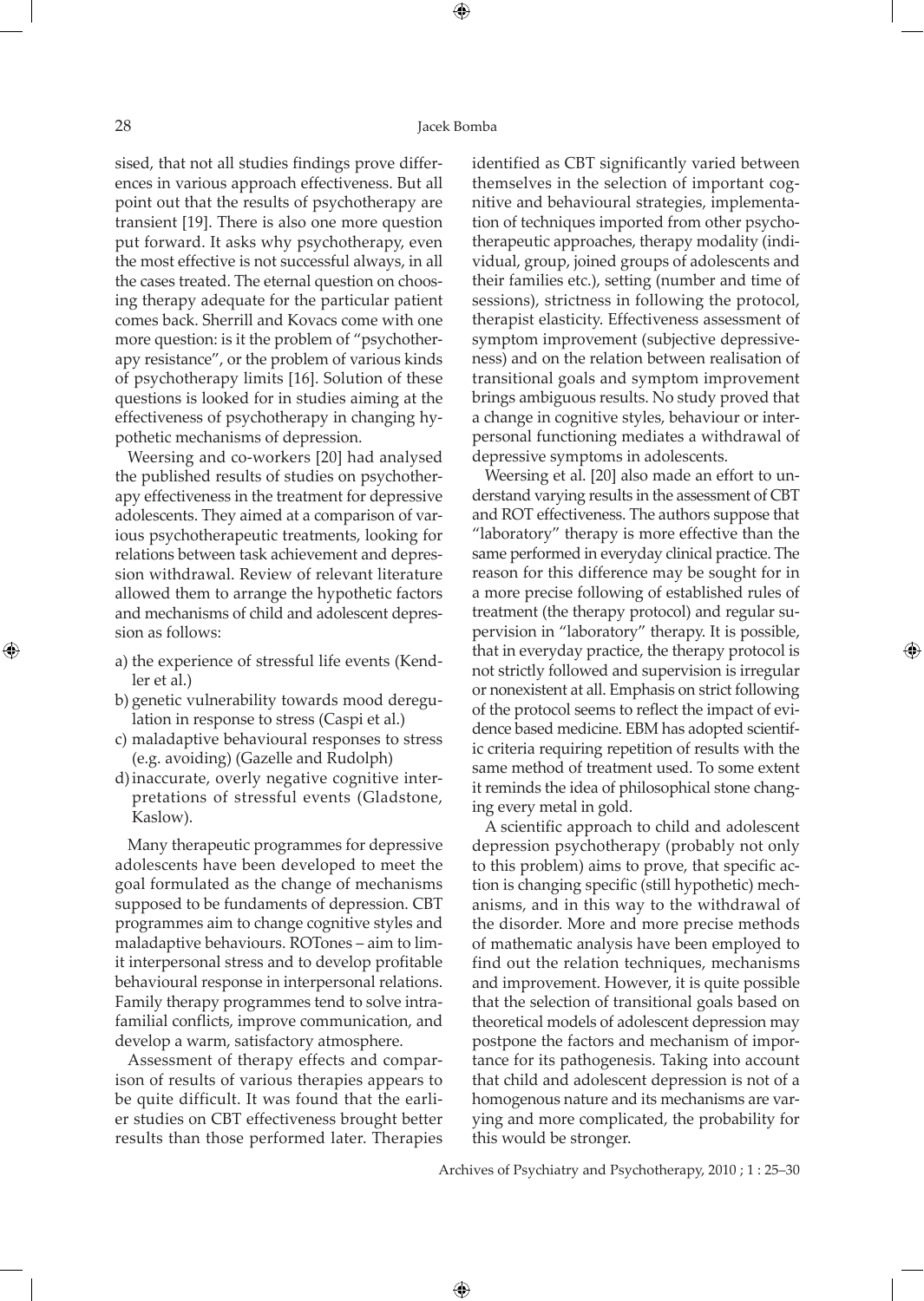sised, that not all studies findings prove differences in various approach effectiveness. But all point out that the results of psychotherapy are transient [19]. There is also one more question put forward. It asks why psychotherapy, even the most effective is not successful always, in all the cases treated. The eternal question on choosing therapy adequate for the particular patient comes back. Sherrill and Kovacs come with one more question: is it the problem of "psychotherapy resistance", or the problem of various kinds of psychotherapy limits [16]. Solution of these questions is looked for in studies aiming at the effectiveness of psychotherapy in changing hypothetic mechanisms of depression.

Weersing and co-workers [20] had analysed the published results of studies on psychotherapy effectiveness in the treatment for depressive adolescents. They aimed at a comparison of various psychotherapeutic treatments, looking for relations between task achievement and depression withdrawal. Review of relevant literature allowed them to arrange the hypothetic factors and mechanisms of child and adolescent depression as follows:

a) the experience of stressful life events (Kendler et al.)
b) genetic vulnerability towards mood deregulation in response to stress (Caspi et al.)
c) maladaptive behavioural responses to stress (e.g. avoiding) (Gazelle and Rudolph)
d) inaccurate, overly negative cognitive interpretations of stressful events (Gladstone, Kaslow).

Many therapeutic programmes for depressive adolescents have been developed to meet the goal formulated as the change of mechanisms supposed to be fundaments of depression. CBT programmes aim to change cognitive styles and maladaptive behaviours. ROTones – aim to limit interpersonal stress and to develop profitable behavioural response in interpersonal relations. Family therapy programmes tend to solve intrafamilial conflicts, improve communication, and develop a warm, satisfactory atmosphere.

Assessment of therapy effects and comparison of results of various therapies appears to be quite difficult. It was found that the earlier studies on CBT effectiveness brought better results than those performed later. Therapies identified as CBT significantly varied between themselves in the selection of important cognitive and behavioural strategies, implementation of techniques imported from other psychotherapeutic approaches, therapy modality (individual, group, joined groups of adolescents and their families etc.), setting (number and time of sessions), strictness in following the protocol, therapist elasticity. Effectiveness assessment of symptom improvement (subjective depressiveness) and on the relation between realisation of transitional goals and symptom improvement brings ambiguous results. No study proved that a change in cognitive styles, behaviour or interpersonal functioning mediates a withdrawal of depressive symptoms in adolescents.

Weersing et al. [20] also made an effort to understand varying results in the assessment of CBT and ROT effectiveness. The authors suppose that "laboratory" therapy is more effective than the same performed in everyday clinical practice. The reason for this difference may be sought for in a more precise following of established rules of treatment (the therapy protocol) and regular supervision in "laboratory" therapy. It is possible, that in everyday practice, the therapy protocol is not strictly followed and supervision is irregular or nonexistent at all. Emphasis on strict following of the protocol seems to reflect the impact of evidence based medicine. EBM has adopted scientific criteria requiring repetition of results with the same method of treatment used. To some extent it reminds the idea of philosophical stone changing every metal in gold.

A scientific approach to child and adolescent depression psychotherapy (probably not only to this problem) aims to prove, that specific action is changing specific (still hypothetic) mechanisms, and in this way to the withdrawal of the disorder. More and more precise methods of mathematic analysis have been employed to find out the relation techniques, mechanisms and improvement. However, it is quite possible that the selection of transitional goals based on theoretical models of adolescent depression may postpone the factors and mechanism of importance for its pathogenesis. Taking into account that child and adolescent depression is not of a homogenous nature and its mechanisms are varying and more complicated, the probability for this would be stronger.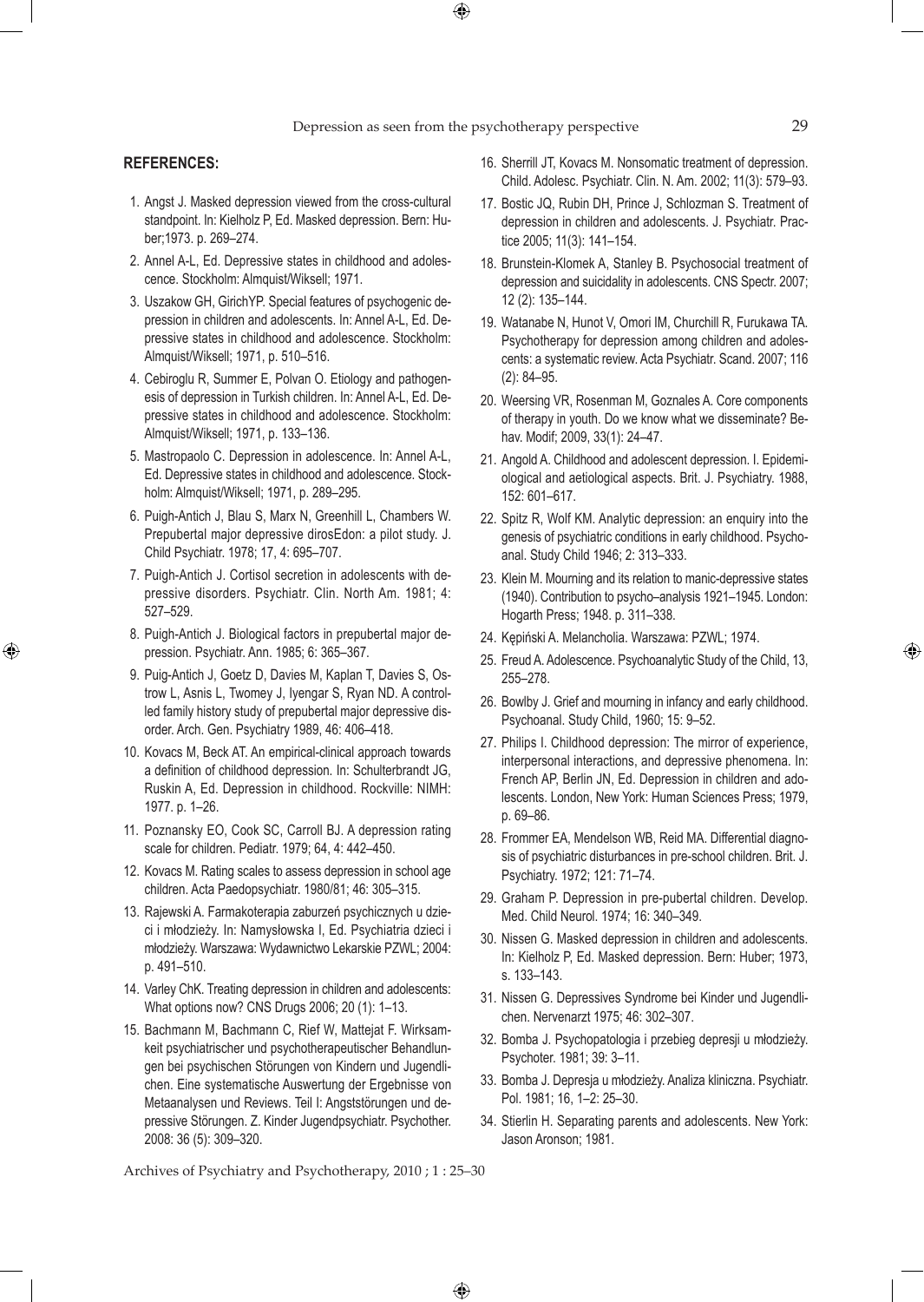## REFERENCES:

1. Angst J. Masked depression viewed from the cross-cultural standpoint. In: Kielholz P, Ed. Masked depression. Bern: Huber;1973. p. 269–274.
2. Annel A-L, Ed. Depressive states in childhood and adolescence. Stockholm: Almquist/Wiksell; 1971.
3. Uszakow GH, GirichYP. Special features of psychogenic depression in children and adolescents. In: Annel A-L, Ed. Depressive states in childhood and adolescence. Stockholm: Almquist/Wiksell; 1971, p. 510–516.
4. Cebiroglu R, Summer E, Polvan O. Etiology and pathogenesis of depression in Turkish children. In: Annel A-L, Ed. Depressive states in childhood and adolescence. Stockholm: Almquist/Wiksell; 1971, p. 133–136.
5. Mastropaolo C. Depression in adolescence. In: Annel A-L, Ed. Depressive states in childhood and adolescence. Stockholm: Almquist/Wiksell; 1971, p. 289–295.
6. Puigh-Antich J, Blau S, Marx N, Greenhill L, Chambers W. Prepubertal major depressive dirosEdon: a pilot study. J. Child Psychiatr. 1978; 17, 4: 695–707.
7. Puigh-Antich J. Cortisol secretion in adolescents with depressive disorders. Psychiatr. Clin. North Am. 1981; 4: 527–529.
8. Puigh-Antich J. Biological factors in prepubertal major depression. Psychiatr. Ann. 1985; 6: 365–367.
9. Puig-Antich J, Goetz D, Davies M, Kaplan T, Davies S, Ostrow L, Asnis L, Twomey J, Iyengar S, Ryan ND. A controlled family history study of prepubertal major depressive disorder. Arch. Gen. Psychiatry 1989, 46: 406–418.
10. Kovacs M, Beck AT. An empirical-clinical approach towards a definition of childhood depression. In: Schulterbrandt JG, Ruskin A, Ed. Depression in childhood. Rockville: NIMH: 1977. p. 1–26.
11. Poznansky EO, Cook SC, Carroll BJ. A depression rating scale for children. Pediatr. 1979; 64, 4: 442–450.
12. Kovacs M. Rating scales to assess depression in school age children. Acta Paedopsychiatr. 1980/81; 46: 305–315.
13. Rajewski A. Farmakoterapia zaburzeń psychicznych u dzieci i młodzieży. In: Namysłowska I, Ed. Psychiatria dzieci i młodzieży. Warszawa: Wydawnictwo Lekarskie PZWL; 2004: p. 491–510.
14. Varley ChK. Treating depression in children and adolescents: What options now? CNS Drugs 2006; 20 (1): 1–13.
15. Bachmann M, Bachmann C, Rief W, Mattejat F. Wirksamkeit psychiatrischer und psychotherapeutischer Behandlungen bei psychischen Störungen von Kindern und Jugendlichen. Eine systematische Auswertung der Ergebnisse von Metaanalysen und Reviews. Teil I: Angststörungen und depressive Störungen. Z. Kinder Jugendpsychiatr. Psychother. 2008: 36 (5): 309–320.
16. Sherrill JT, Kovacs M. Nonsomatic treatment of depression. Child. Adolesc. Psychiatr. Clin. N. Am. 2002; 11(3): 579–93.
17. Bostic JQ, Rubin DH, Prince J, Schlozman S. Treatment of depression in children and adolescents. J. Psychiatr. Practice 2005; 11(3): 141–154.
18. Brunstein-Klomek A, Stanley B. Psychosocial treatment of depression and suicidality in adolescents. CNS Spectr. 2007; 12 (2): 135–144.
19. Watanabe N, Hunot V, Omori IM, Churchill R, Furukawa TA. Psychotherapy for depression among children and adolescents: a systematic review. Acta Psychiatr. Scand. 2007; 116 (2): 84–95.
20. Weersing VR, Rosenman M, Goznales A. Core components of therapy in youth. Do we know what we disseminate? Behav. Modif; 2009, 33(1): 24–47.
21. Angold A. Childhood and adolescent depression. I. Epidemiological and aetiological aspects. Brit. J. Psychiatry. 1988, 152: 601–617.
22. Spitz R, Wolf KM. Analytic depression: an enquiry into the genesis of psychiatric conditions in early childhood. Psychoanal. Study Child 1946; 2: 313–333.
23. Klein M. Mourning and its relation to manic-depressive states (1940). Contribution to psycho–analysis 1921–1945. London: Hogarth Press; 1948. p. 311–338.
24. Kępiński A. Melancholia. Warszawa: PZWL; 1974.
25. Freud A. Adolescence. Psychoanalytic Study of the Child, 13, 255–278.
26. Bowlby J. Grief and mourning in infancy and early childhood. Psychoanal. Study Child, 1960; 15: 9–52.
27. Philips I. Childhood depression: The mirror of experience, interpersonal interactions, and depressive phenomena. In: French AP, Berlin JN, Ed. Depression in children and adolescents. London, New York: Human Sciences Press; 1979, p. 69–86.
28. Frommer EA, Mendelson WB, Reid MA. Differential diagnosis of psychiatric disturbances in pre-school children. Brit. J. Psychiatry. 1972; 121: 71–74.
29. Graham P. Depression in pre-pubertal children. Develop. Med. Child Neurol. 1974; 16: 340–349.
30. Nissen G. Masked depression in children and adolescents. In: Kielholz P, Ed. Masked depression. Bern: Huber; 1973, s. 133–143.
31. Nissen G. Depressives Syndrome bei Kinder und Jugendlichen. Nervenarzt 1975; 46: 302–307.
32. Bomba J. Psychopatologia i przebieg depresji u młodzieży. Psychoter. 1981; 39: 3–11.
33. Bomba J. Depresja u młodzieży. Analiza kliniczna. Psychiatr. Pol. 1981; 16, 1–2: 25–30.
34. Stierlin H. Separating parents and adolescents. New York: Jason Aronson; 1981.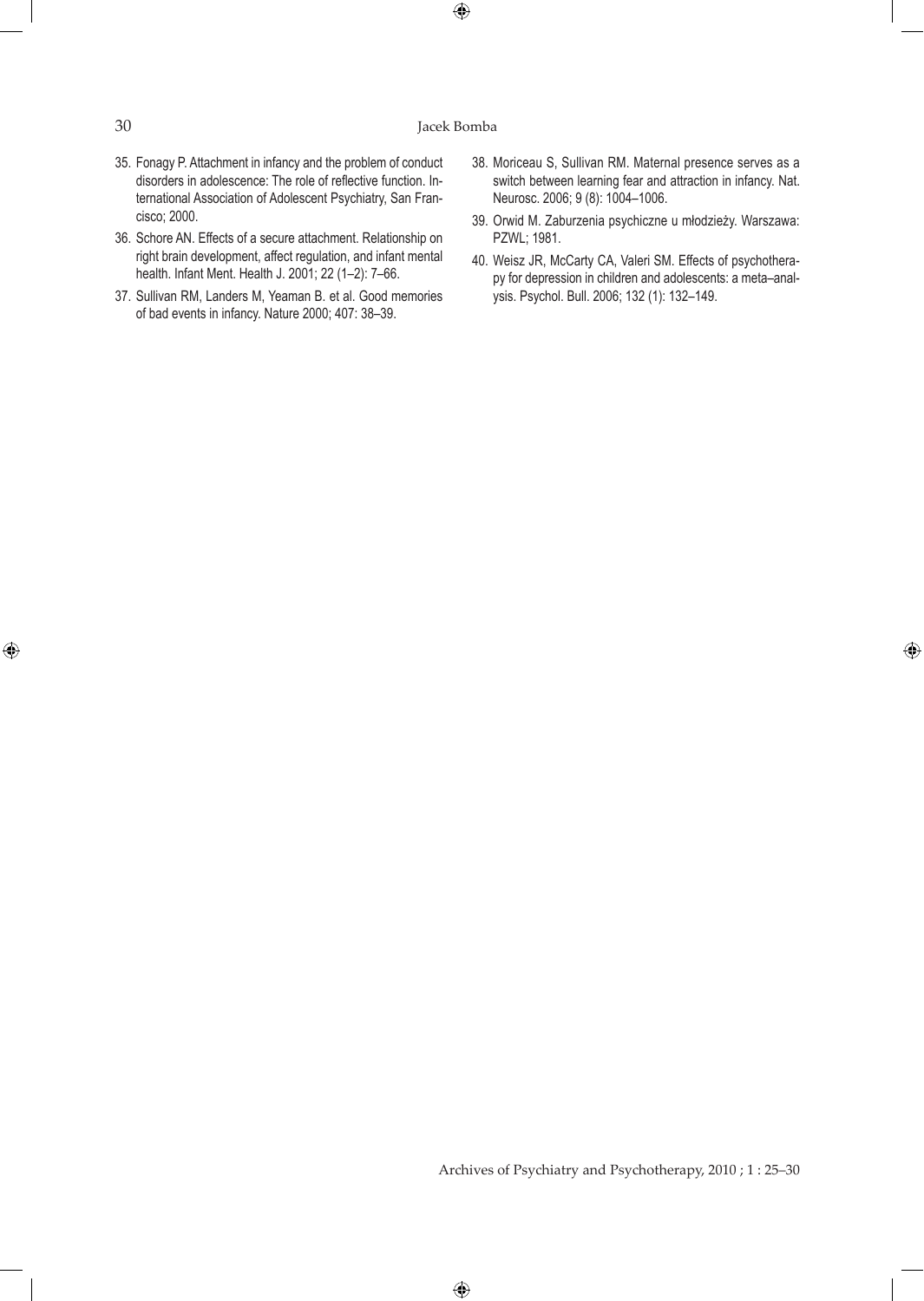35. Fonagy P. Attachment in infancy and the problem of conduct disorders in adolescence: The role of reflective function. International Association of Adolescent Psychiatry, San Francisco; 2000.
36. Schore AN. Effects of a secure attachment. Relationship on right brain development, affect regulation, and infant mental health. Infant Ment. Health J. 2001; 22 (1–2): 7–66.
37. Sullivan RM, Landers M, Yeaman B. et al. Good memories of bad events in infancy. Nature 2000; 407: 38–39.
38. Moriceau S, Sullivan RM. Maternal presence serves as a switch between learning fear and attraction in infancy. Nat. Neurosc. 2006; 9 (8): 1004–1006.
39. Orwid M. Zaburzenia psychiczne u młodzieży. Warszawa: PZWL; 1981.
40. Weisz JR, McCarty CA, Valeri SM. Effects of psychotherapy for depression in children and adolescents: a meta–analysis. Psychol. Bull. 2006; 132 (1): 132–149.